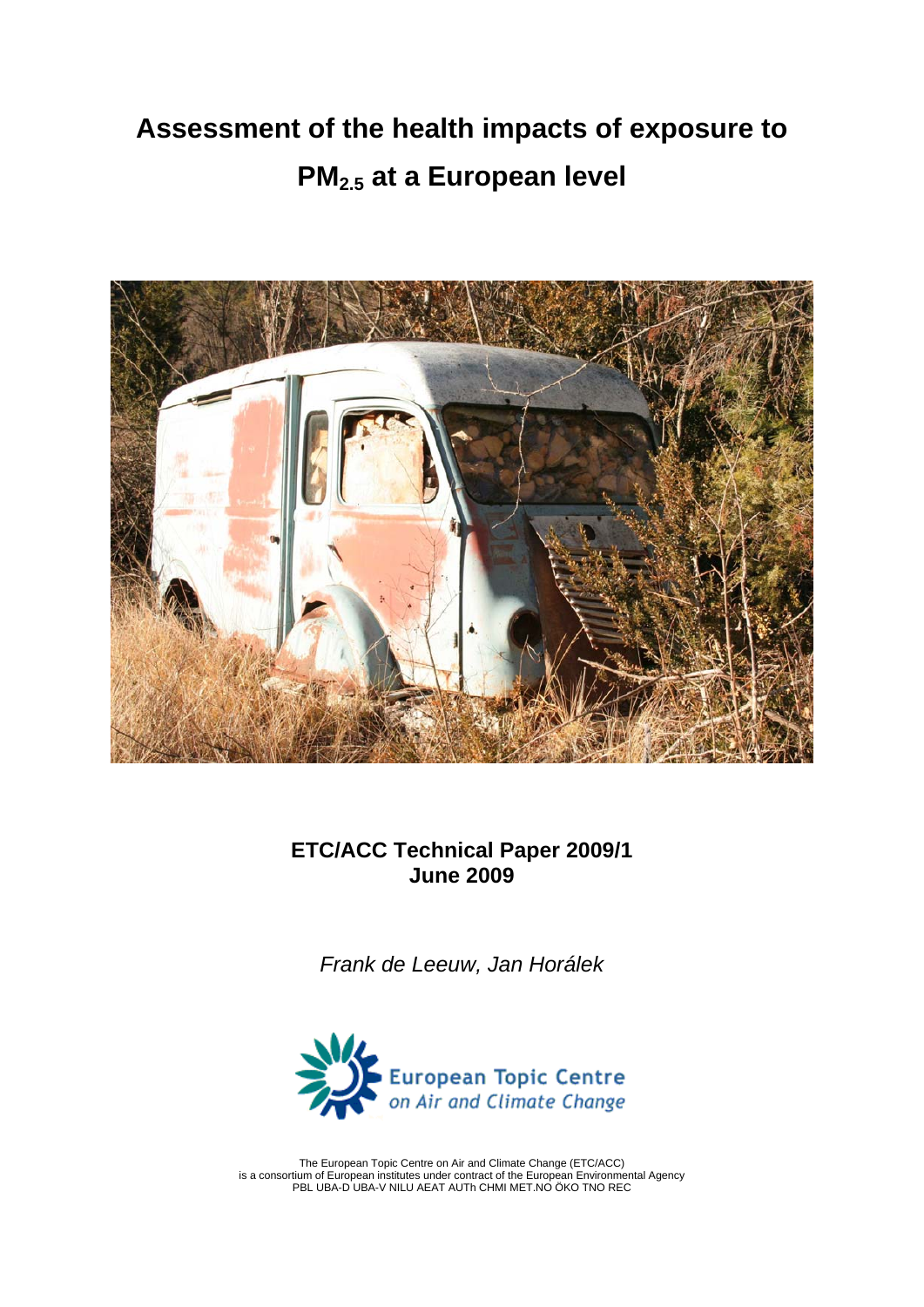# Assessment of the health impacts of exposure to $PM_{2.5}$ at a European level

**ETC/ACC Technical Paper 2009/1**
**June 2009**

*Frank de Leeuw, Jan Horálek*

European Topic Centre
*on Air and Climate Change*

The European Topic Centre on Air and Climate Change (ETC/ACC)
is a consortium of European institutes under contract of the European Environmental Agency
PBL UBA-D UBA-V NILU AEAT AUTh CHMI MET.NO ÖKO TNO REC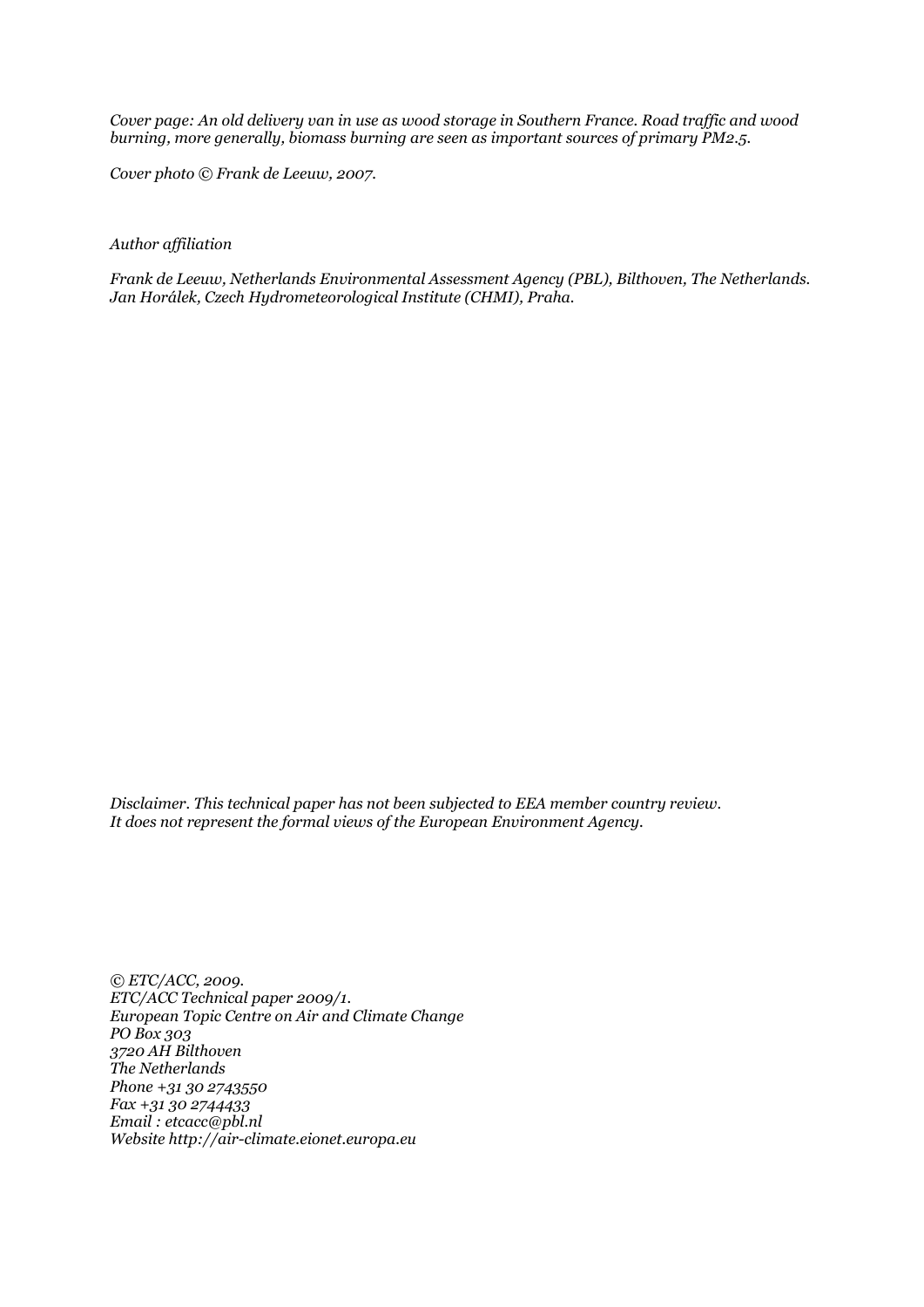*Cover page: An old delivery van in use as wood storage in Southern France. Road traffic and wood burning, more generally, biomass burning are seen as important sources of primary PM2.5.*

*Cover photo © Frank de Leeuw, 2007.*

*Author affiliation*

*Frank de Leeuw, Netherlands Environmental Assessment Agency (PBL), Bilthoven, The Netherlands.*
*Jan Horálek, Czech Hydrometeorological Institute (CHMI), Praha.*

*Disclaimer. This technical paper has not been subjected to EEA member country review.*
*It does not represent the formal views of the European Environment Agency.*

*© ETC/ACC, 2009.*
*ETC/ACC Technical paper 2009/1.*
*European Topic Centre on Air and Climate Change*
*PO Box 303*
*3720 AH Bilthoven*
*The Netherlands*
*Phone +31 30 2743550*
*Fax +31 30 2744433*
*Email : etcacc@pbl.nl*
*Website http://air-climate.eionet.europa.eu*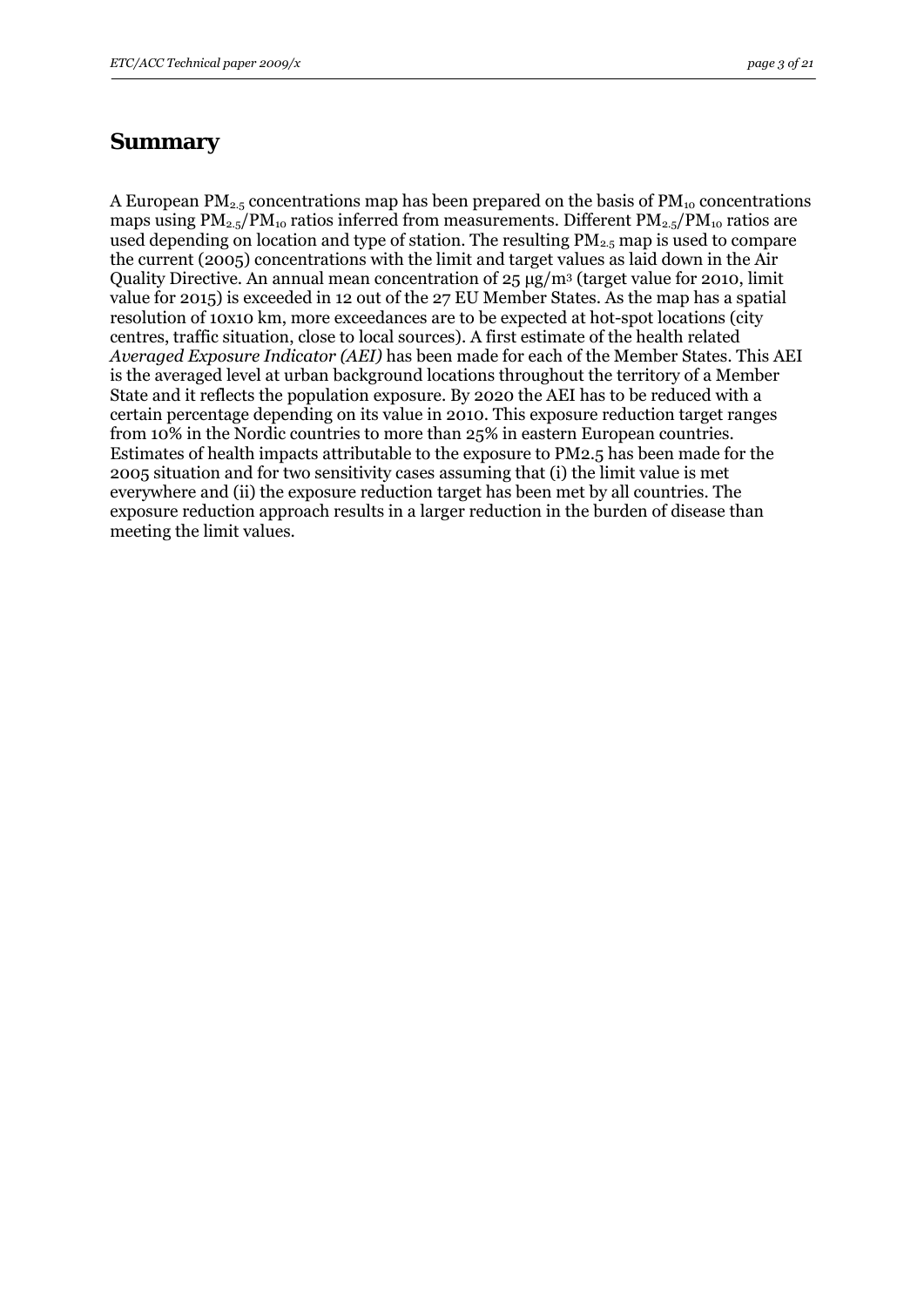# Summary

A European $PM_{2.5}$ concentrations map has been prepared on the basis of $PM_{10}$ concentrations maps using $PM_{2.5}/PM_{10}$ ratios inferred from measurements. Different $PM_{2.5}/PM_{10}$ ratios are used depending on location and type of station. The resulting $PM_{2.5}$ map is used to compare the current (2005) concentrations with the limit and target values as laid down in the Air Quality Directive. An annual mean concentration of 25 $\mu g/m^3$ (target value for 2010, limit value for 2015) is exceeded in 12 out of the 27 EU Member States. As the map has a spatial resolution of 10x10 km, more exceedances are to be expected at hot-spot locations (city centres, traffic situation, close to local sources). A first estimate of the health related *Averaged Exposure Indicator (AEI)* has been made for each of the Member States. This AEI is the averaged level at urban background locations throughout the territory of a Member State and it reflects the population exposure. By 2020 the AEI has to be reduced with a certain percentage depending on its value in 2010. This exposure reduction target ranges from 10% in the Nordic countries to more than 25% in eastern European countries. Estimates of health impacts attributable to the exposure to PM2.5 has been made for the 2005 situation and for two sensitivity cases assuming that (i) the limit value is met everywhere and (ii) the exposure reduction target has been met by all countries. The exposure reduction approach results in a larger reduction in the burden of disease than meeting the limit values.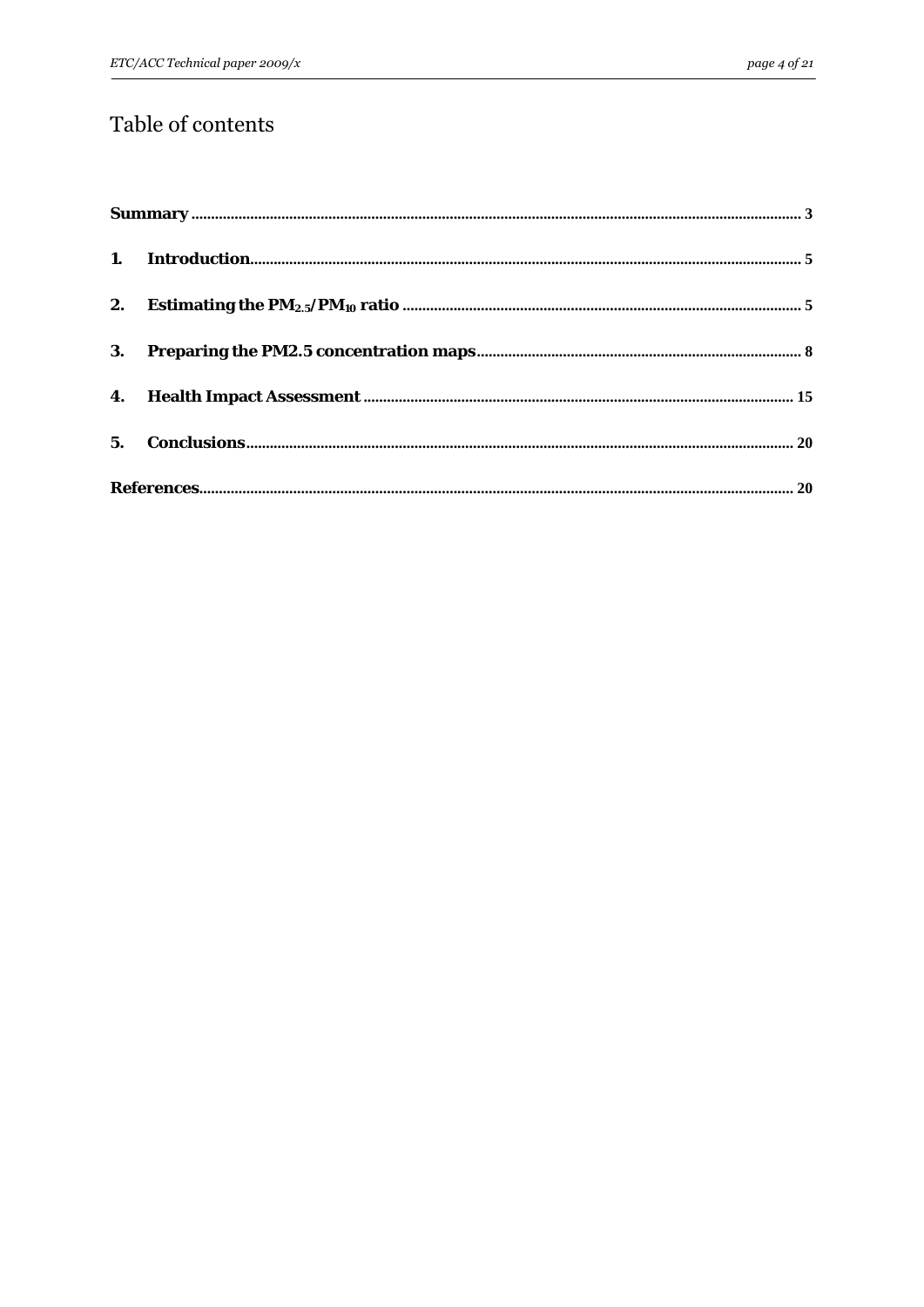# Table of contents

**Summary** ........................................................................................................ 3

**1. Introduction**........................................................................................................ 5

**2. Estimating the $PM_{2.5}/PM_{10}$ ratio** ........................................................................................................ 5

**3. Preparing the PM2.5 concentration maps**........................................................................................................ 8

**4. Health Impact Assessment** ........................................................................................................ 15

**5. Conclusions**........................................................................................................ 20

**References**........................................................................................................ 20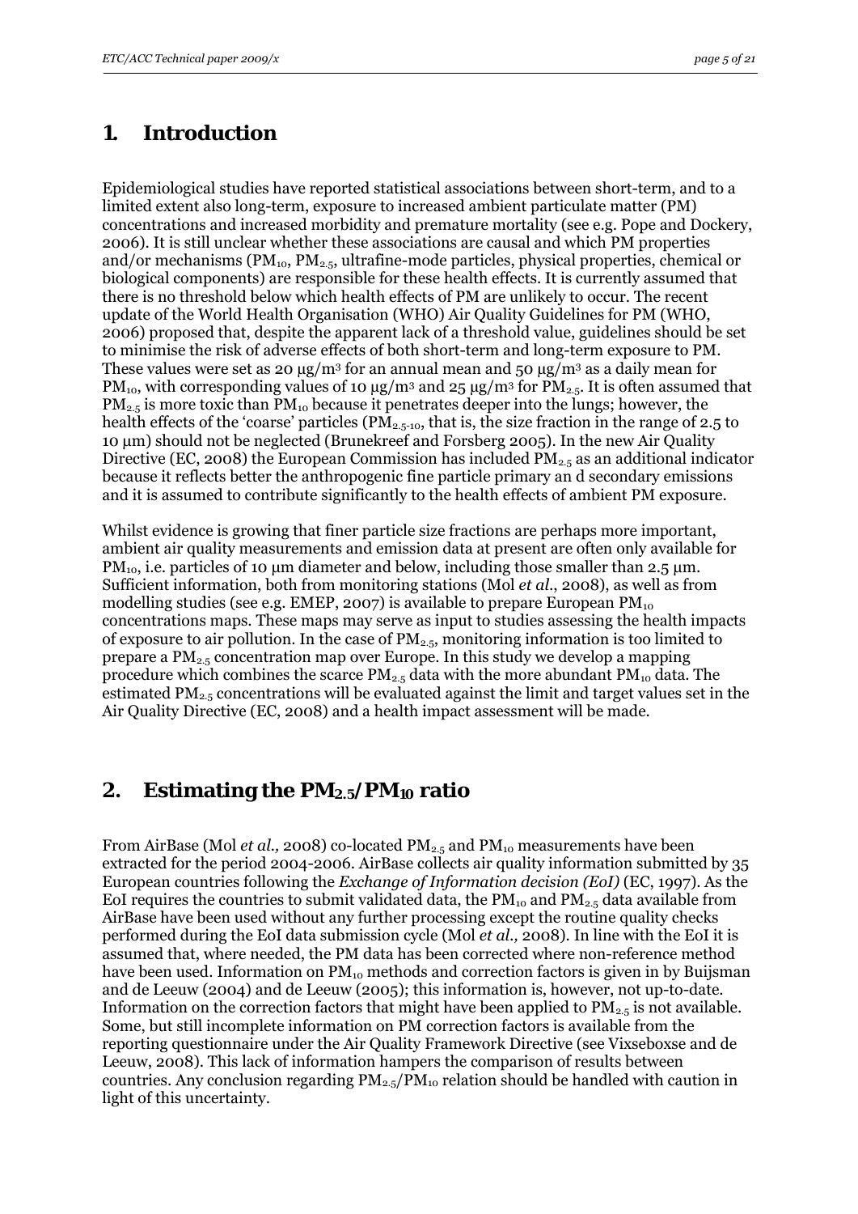# 1. Introduction

Epidemiological studies have reported statistical associations between short-term, and to a limited extent also long-term, exposure to increased ambient particulate matter (PM) concentrations and increased morbidity and premature mortality (see e.g. Pope and Dockery, 2006). It is still unclear whether these associations are causal and which PM properties and/or mechanisms ($PM_{10}$, $PM_{2.5}$, ultrafine-mode particles, physical properties, chemical or biological components) are responsible for these health effects. It is currently assumed that there is no threshold below which health effects of PM are unlikely to occur. The recent update of the World Health Organisation (WHO) Air Quality Guidelines for PM (WHO, 2006) proposed that, despite the apparent lack of a threshold value, guidelines should be set to minimise the risk of adverse effects of both short-term and long-term exposure to PM. These values were set as 20 μg/m³ for an annual mean and 50 μg/m³ as a daily mean for $PM_{10}$, with corresponding values of 10 μg/m³ and 25 μg/m³ for $PM_{2.5}$. It is often assumed that $PM_{2.5}$ is more toxic than $PM_{10}$ because it penetrates deeper into the lungs; however, the health effects of the 'coarse' particles ($PM_{2.5\text{-}10}$, that is, the size fraction in the range of 2.5 to 10 μm) should not be neglected (Brunekreef and Forsberg 2005). In the new Air Quality Directive (EC, 2008) the European Commission has included $PM_{2.5}$ as an additional indicator because it reflects better the anthropogenic fine particle primary an d secondary emissions and it is assumed to contribute significantly to the health effects of ambient PM exposure.

Whilst evidence is growing that finer particle size fractions are perhaps more important, ambient air quality measurements and emission data at present are often only available for $PM_{10}$, i.e. particles of 10 μm diameter and below, including those smaller than 2.5 μm. Sufficient information, both from monitoring stations (Mol *et al.*, 2008), as well as from modelling studies (see e.g. EMEP, 2007) is available to prepare European $PM_{10}$ concentrations maps. These maps may serve as input to studies assessing the health impacts of exposure to air pollution. In the case of $PM_{2.5}$, monitoring information is too limited to prepare a $PM_{2.5}$ concentration map over Europe. In this study we develop a mapping procedure which combines the scarce $PM_{2.5}$ data with the more abundant $PM_{10}$ data. The estimated $PM_{2.5}$ concentrations will be evaluated against the limit and target values set in the Air Quality Directive (EC, 2008) and a health impact assessment will be made.

# 2. Estimating the $PM_{2.5}/PM_{10}$ ratio

From AirBase (Mol *et al.,* 2008) co-located $PM_{2.5}$ and $PM_{10}$ measurements have been extracted for the period 2004-2006. AirBase collects air quality information submitted by 35 European countries following the *Exchange of Information decision (EoI)* (EC, 1997). As the EoI requires the countries to submit validated data, the $PM_{10}$ and $PM_{2.5}$ data available from AirBase have been used without any further processing except the routine quality checks performed during the EoI data submission cycle (Mol *et al.,* 2008). In line with the EoI it is assumed that, where needed, the PM data has been corrected where non-reference method have been used. Information on $PM_{10}$ methods and correction factors is given in by Buijsman and de Leeuw (2004) and de Leeuw (2005); this information is, however, not up-to-date. Information on the correction factors that might have been applied to $PM_{2.5}$ is not available. Some, but still incomplete information on PM correction factors is available from the reporting questionnaire under the Air Quality Framework Directive (see Vixseboxse and de Leeuw, 2008). This lack of information hampers the comparison of results between countries. Any conclusion regarding $PM_{2.5}/PM_{10}$ relation should be handled with caution in light of this uncertainty.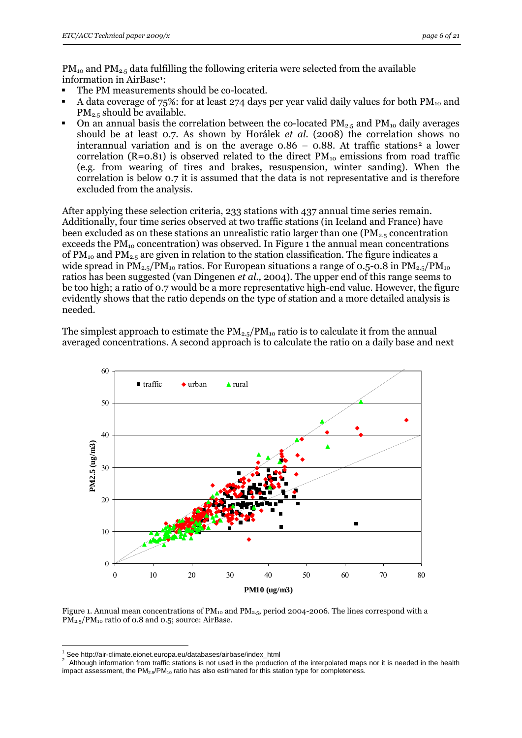$PM_{10}$ and $PM_{2.5}$ data fulfilling the following criteria were selected from the available information in AirBase[1]:

- The PM measurements should be co-located.
- A data coverage of 75%: for at least 274 days per year valid daily values for both $PM_{10}$ and $PM_{2.5}$ should be available.
- On an annual basis the correlation between the co-located $PM_{2.5}$ and $PM_{10}$ daily averages should be at least 0.7. As shown by Horálek *et al.* (2008) the correlation shows no interannual variation and is on the average 0.86 – 0.88. At traffic stations[2] a lower correlation (R=0.81) is observed related to the direct $PM_{10}$ emissions from road traffic (e.g. from wearing of tires and brakes, resuspension, winter sanding). When the correlation is below 0.7 it is assumed that the data is not representative and is therefore excluded from the analysis.

After applying these selection criteria, 233 stations with 437 annual time series remain. Additionally, four time series observed at two traffic stations (in Iceland and France) have been excluded as on these stations an unrealistic ratio larger than one ($PM_{2.5}$ concentration exceeds the $PM_{10}$ concentration) was observed. In Figure 1 the annual mean concentrations of $PM_{10}$ and $PM_{2.5}$ are given in relation to the station classification. The figure indicates a wide spread in $PM_{2.5}/PM_{10}$ ratios. For European situations a range of 0.5-0.8 in $PM_{2.5}/PM_{10}$ ratios has been suggested (van Dingenen *et al.,* 2004). The upper end of this range seems to be too high; a ratio of 0.7 would be a more representative high-end value. However, the figure evidently shows that the ratio depends on the type of station and a more detailed analysis is needed.

The simplest approach to estimate the $PM_{2.5}/PM_{10}$ ratio is to calculate it from the annual averaged concentrations. A second approach is to calculate the ratio on a daily base and next

Figure 1. Annual mean concentrations of $PM_{10}$ and $PM_{2.5}$, period 2004-2006. The lines correspond with a $PM_{2.5}/PM_{10}$ ratio of 0.8 and 0.5; source: AirBase.

[1] See http://air-climate.eionet.europa.eu/databases/airbase/index_html

[2] Although information from traffic stations is not used in the production of the interpolated maps nor it is needed in the health impact assessment, the $PM_{2.5}/PM_{10}$ ratio has also estimated for this station type for completeness.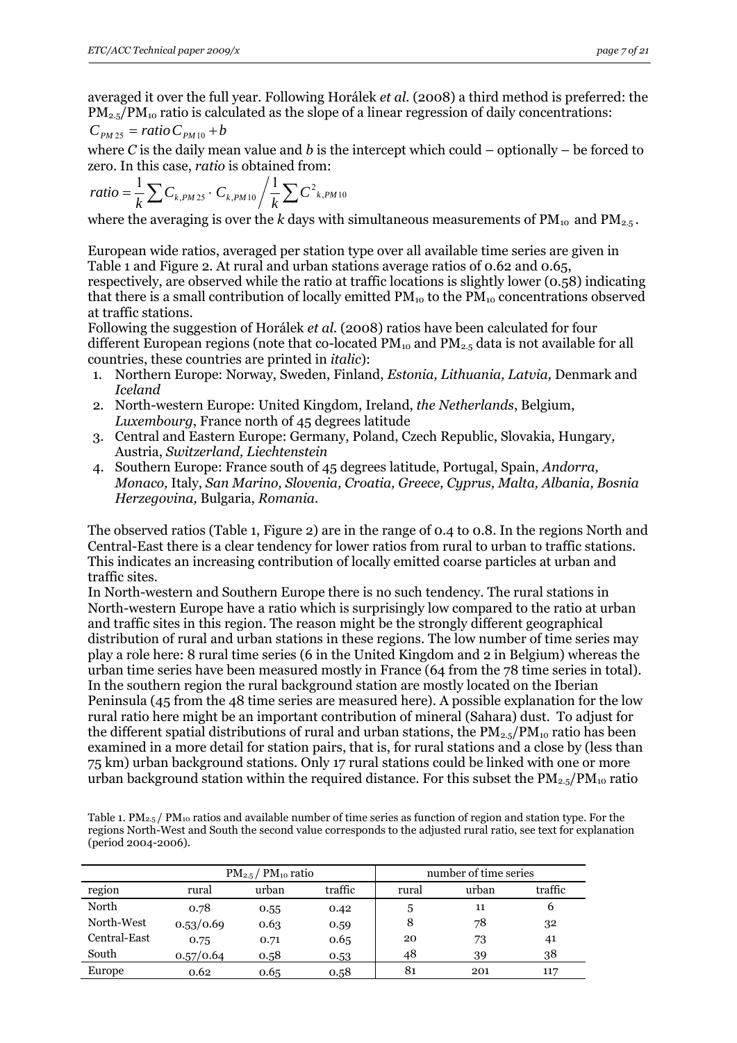averaged it over the full year. Following Horálek *et al.* (2008) a third method is preferred: the $PM_{2.5}/PM_{10}$ ratio is calculated as the slope of a linear regression of daily concentrations:

$$C_{PM25} = ratio\, C_{PM10} + b$$

where *C* is the daily mean value and *b* is the intercept which could – optionally – be forced to zero. In this case, *ratio* is obtained from:

$$ratio = \frac{1}{k}\sum C_{k,PM25} \cdot C_{k,PM10} \Big/ \frac{1}{k}\sum C^2{}_{k,PM10}$$

where the averaging is over the *k* days with simultaneous measurements of $PM_{10}$ and $PM_{2.5}$.

European wide ratios, averaged per station type over all available time series are given in Table 1 and Figure 2. At rural and urban stations average ratios of 0.62 and 0.65, respectively, are observed while the ratio at traffic locations is slightly lower (0.58) indicating that there is a small contribution of locally emitted $PM_{10}$ to the $PM_{10}$ concentrations observed at traffic stations.

Following the suggestion of Horálek *et al.* (2008) ratios have been calculated for four different European regions (note that co-located $PM_{10}$ and $PM_{2.5}$ data is not available for all countries, these countries are printed in *italic*):

1. Northern Europe: Norway, Sweden, Finland, *Estonia, Lithuania, Latvia,* Denmark and *Iceland*
2. North-western Europe: United Kingdom, Ireland, *the Netherlands*, Belgium, *Luxembourg*, France north of 45 degrees latitude
3. Central and Eastern Europe: Germany, Poland, Czech Republic, Slovakia, Hungary, Austria, *Switzerland, Liechtenstein*
4. Southern Europe: France south of 45 degrees latitude, Portugal, Spain, *Andorra, Monaco,* Italy, *San Marino, Slovenia, Croatia, Greece, Cyprus, Malta, Albania, Bosnia Herzegovina,* Bulgaria, *Romania*.

The observed ratios (Table 1, Figure 2) are in the range of 0.4 to 0.8. In the regions North and Central-East there is a clear tendency for lower ratios from rural to urban to traffic stations. This indicates an increasing contribution of locally emitted coarse particles at urban and traffic sites.

In North-western and Southern Europe there is no such tendency. The rural stations in North-western Europe have a ratio which is surprisingly low compared to the ratio at urban and traffic sites in this region. The reason might be the strongly different geographical distribution of rural and urban stations in these regions. The low number of time series may play a role here: 8 rural time series (6 in the United Kingdom and 2 in Belgium) whereas the urban time series have been measured mostly in France (64 from the 78 time series in total). In the southern region the rural background station are mostly located on the Iberian Peninsula (45 from the 48 time series are measured here). A possible explanation for the low rural ratio here might be an important contribution of mineral (Sahara) dust. To adjust for the different spatial distributions of rural and urban stations, the $PM_{2.5}/PM_{10}$ ratio has been examined in a more detail for station pairs, that is, for rural stations and a close by (less than 75 km) urban background stations. Only 17 rural stations could be linked with one or more urban background station within the required distance. For this subset the $PM_{2.5}/PM_{10}$ ratio

Table 1. $PM_{2.5}$ / $PM_{10}$ ratios and available number of time series as function of region and station type. For the regions North-West and South the second value corresponds to the adjusted rural ratio, see text for explanation (period 2004-2006).

| | $PM_{2.5}$ / $PM_{10}$ ratio | | | number of time series | | |
|---|---|---|---|---|---|---|
| region | rural | urban | traffic | rural | urban | traffic |
| North | 0.78 | 0.55 | 0.42 | 5 | 11 | 6 |
| North-West | 0.53/0.69 | 0.63 | 0.59 | 8 | 78 | 32 |
| Central-East | 0.75 | 0.71 | 0.65 | 20 | 73 | 41 |
| South | 0.57/0.64 | 0.58 | 0.53 | 48 | 39 | 38 |
| Europe | 0.62 | 0.65 | 0.58 | 81 | 201 | 117 |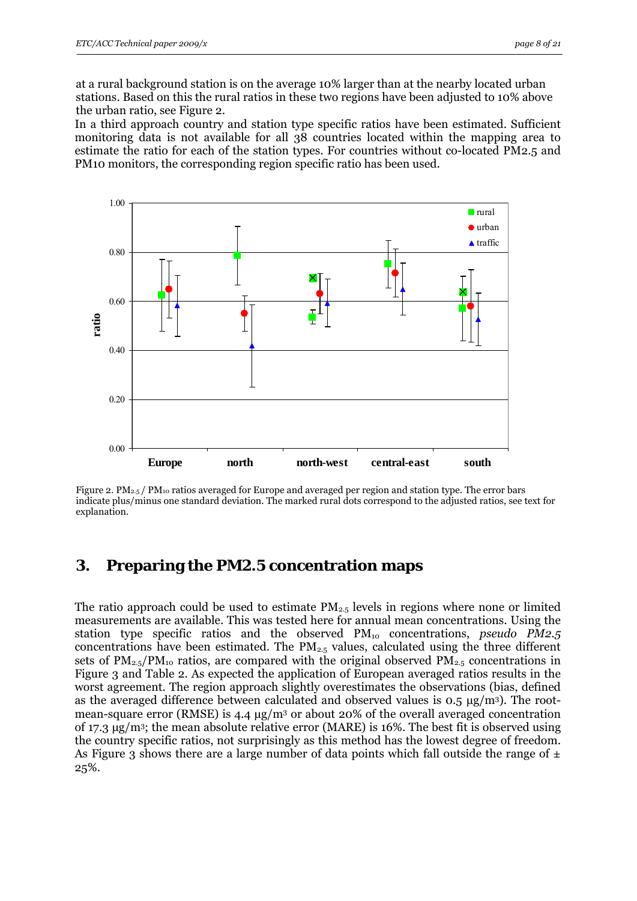at a rural background station is on the average 10% larger than at the nearby located urban stations. Based on this the rural ratios in these two regions have been adjusted to 10% above the urban ratio, see Figure 2.

In a third approach country and station type specific ratios have been estimated. Sufficient monitoring data is not available for all 38 countries located within the mapping area to estimate the ratio for each of the station types. For countries without co-located PM2.5 and PM10 monitors, the corresponding region specific ratio has been used.

Figure 2. $PM_{2.5}$ / $PM_{10}$ ratios averaged for Europe and averaged per region and station type. The error bars indicate plus/minus one standard deviation. The marked rural dots correspond to the adjusted ratios, see text for explanation.

## 3. Preparing the PM2.5 concentration maps

The ratio approach could be used to estimate $PM_{2.5}$ levels in regions where none or limited measurements are available. This was tested here for annual mean concentrations. Using the station type specific ratios and the observed $PM_{10}$ concentrations, *pseudo PM2.5* concentrations have been estimated. The $PM_{2.5}$ values, calculated using the three different sets of $PM_{2.5}/PM_{10}$ ratios, are compared with the original observed $PM_{2.5}$ concentrations in Figure 3 and Table 2. As expected the application of European averaged ratios results in the worst agreement. The region approach slightly overestimates the observations (bias, defined as the averaged difference between calculated and observed values is 0.5 µg/m³). The root-mean-square error (RMSE) is 4.4 µg/m³ or about 20% of the overall averaged concentration of 17.3 µg/m³; the mean absolute relative error (MARE) is 16%. The best fit is observed using the country specific ratios, not surprisingly as this method has the lowest degree of freedom. As Figure 3 shows there are a large number of data points which fall outside the range of ± 25%.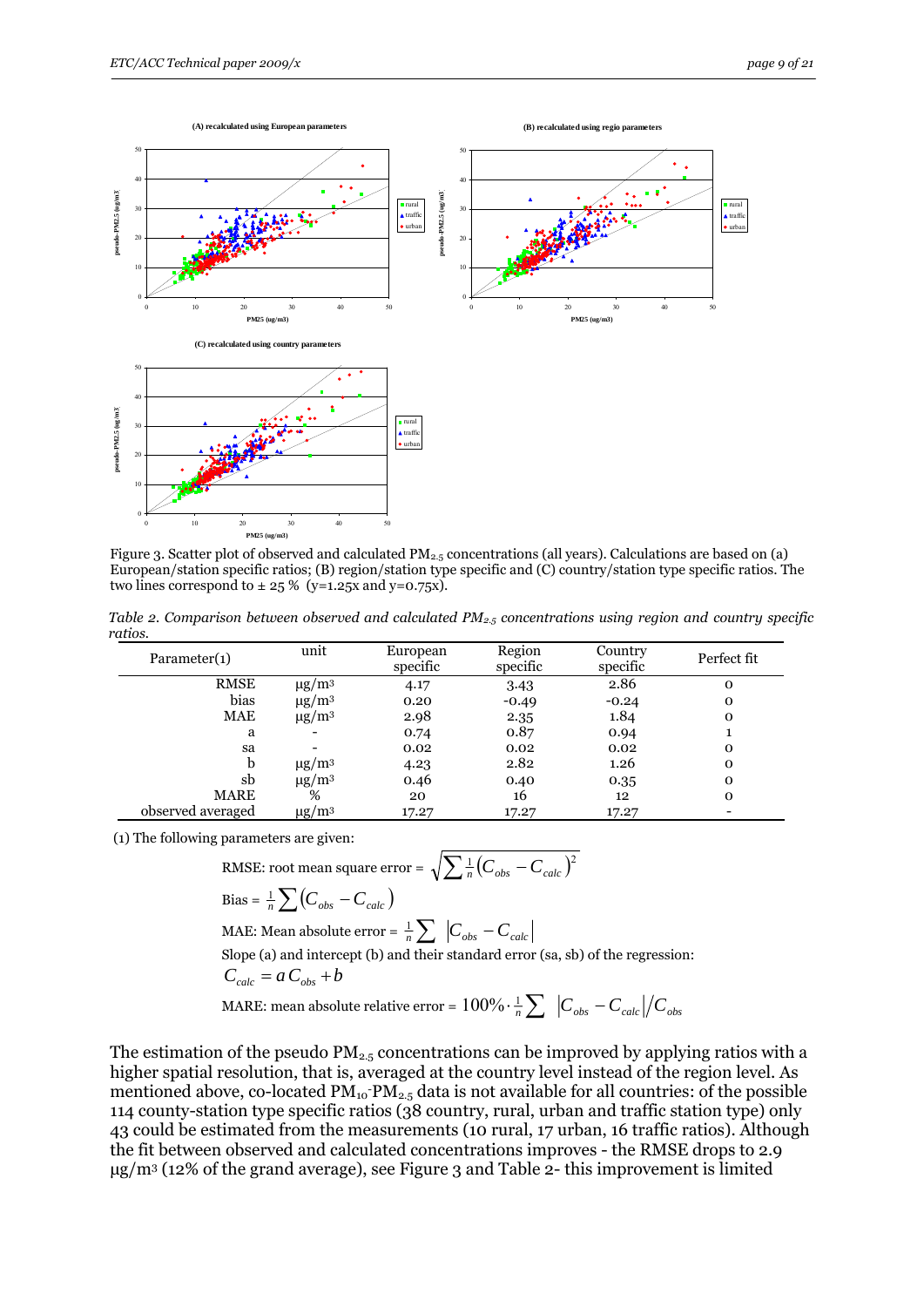Figure 3. Scatter plot of observed and calculated $PM_{2.5}$ concentrations (all years). Calculations are based on (a) European/station specific ratios; (B) region/station type specific and (C) country/station type specific ratios. The two lines correspond to ± 25 % (y=1.25x and y=0.75x).

*Table 2. Comparison between observed and calculated $PM_{2.5}$ concentrations using region and country specific ratios.*

| Parameter(1) | unit | European specific | Region specific | Country specific | Perfect fit |
|---|---|---|---|---|---|
| RMSE | μg/m³ | 4.17 | 3.43 | 2.86 | 0 |
| bias | μg/m³ | 0.20 | -0.49 | -0.24 | 0 |
| MAE | μg/m³ | 2.98 | 2.35 | 1.84 | 0 |
| a | - | 0.74 | 0.87 | 0.94 | 1 |
| sa | - | 0.02 | 0.02 | 0.02 | 0 |
| b | μg/m³ | 4.23 | 2.82 | 1.26 | 0 |
| sb | μg/m³ | 0.46 | 0.40 | 0.35 | 0 |
| MARE | % | 20 | 16 | 12 | 0 |
| observed averaged | μg/m³ | 17.27 | 17.27 | 17.27 | - |

(1) The following parameters are given:

RMSE: root mean square error = $\sqrt{\sum \frac{1}{n}\left(C_{obs} - C_{calc}\right)^2}$

Bias = $\frac{1}{n}\sum\left(C_{obs} - C_{calc}\right)$

MAE: Mean absolute error = $\frac{1}{n}\sum \left|C_{obs} - C_{calc}\right|$

Slope (a) and intercept (b) and their standard error (sa, sb) of the regression:

$C_{calc} = a\,C_{obs} + b$

MARE: mean absolute relative error = $100\% \cdot \frac{1}{n}\sum \left|C_{obs} - C_{calc}\right| / C_{obs}$

The estimation of the pseudo $PM_{2.5}$ concentrations can be improved by applying ratios with a higher spatial resolution, that is, averaged at the country level instead of the region level. As mentioned above, co-located $PM_{10}$-$PM_{2.5}$ data is not available for all countries: of the possible 114 county-station type specific ratios (38 country, rural, urban and traffic station type) only 43 could be estimated from the measurements (10 rural, 17 urban, 16 traffic ratios). Although the fit between observed and calculated concentrations improves - the RMSE drops to 2.9 μg/m³ (12% of the grand average), see Figure 3 and Table 2- this improvement is limited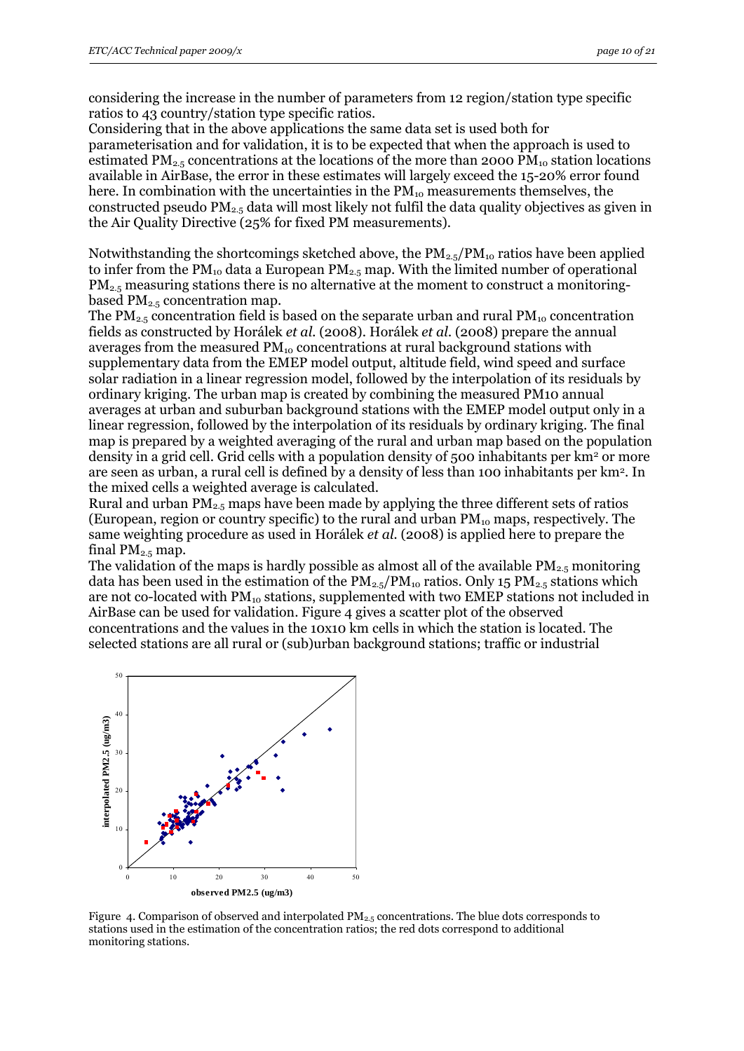considering the increase in the number of parameters from 12 region/station type specific ratios to 43 country/station type specific ratios.

Considering that in the above applications the same data set is used both for parameterisation and for validation, it is to be expected that when the approach is used to estimated $PM_{2.5}$ concentrations at the locations of the more than 2000 $PM_{10}$ station locations available in AirBase, the error in these estimates will largely exceed the 15-20% error found here. In combination with the uncertainties in the $PM_{10}$ measurements themselves, the constructed pseudo $PM_{2.5}$ data will most likely not fulfil the data quality objectives as given in the Air Quality Directive (25% for fixed PM measurements).

Notwithstanding the shortcomings sketched above, the $PM_{2.5}/PM_{10}$ ratios have been applied to infer from the $PM_{10}$ data a European $PM_{2.5}$ map. With the limited number of operational $PM_{2.5}$ measuring stations there is no alternative at the moment to construct a monitoring-based $PM_{2.5}$ concentration map.

The $PM_{2.5}$ concentration field is based on the separate urban and rural $PM_{10}$ concentration fields as constructed by Horálek *et al.* (2008). Horálek *et al.* (2008) prepare the annual averages from the measured $PM_{10}$ concentrations at rural background stations with supplementary data from the EMEP model output, altitude field, wind speed and surface solar radiation in a linear regression model, followed by the interpolation of its residuals by ordinary kriging. The urban map is created by combining the measured PM10 annual averages at urban and suburban background stations with the EMEP model output only in a linear regression, followed by the interpolation of its residuals by ordinary kriging. The final map is prepared by a weighted averaging of the rural and urban map based on the population density in a grid cell. Grid cells with a population density of 500 inhabitants per $km^2$ or more are seen as urban, a rural cell is defined by a density of less than 100 inhabitants per $km^2$. In the mixed cells a weighted average is calculated.

Rural and urban $PM_{2.5}$ maps have been made by applying the three different sets of ratios (European, region or country specific) to the rural and urban $PM_{10}$ maps, respectively. The same weighting procedure as used in Horálek *et al.* (2008) is applied here to prepare the final $PM_{2.5}$ map.

The validation of the maps is hardly possible as almost all of the available $PM_{2.5}$ monitoring data has been used in the estimation of the $PM_{2.5}/PM_{10}$ ratios. Only 15 $PM_{2.5}$ stations which are not co-located with $PM_{10}$ stations, supplemented with two EMEP stations not included in AirBase can be used for validation. Figure 4 gives a scatter plot of the observed concentrations and the values in the 10x10 km cells in which the station is located. The selected stations are all rural or (sub)urban background stations; traffic or industrial

Figure 4. Comparison of observed and interpolated $PM_{2.5}$ concentrations. The blue dots corresponds to stations used in the estimation of the concentration ratios; the red dots correspond to additional monitoring stations.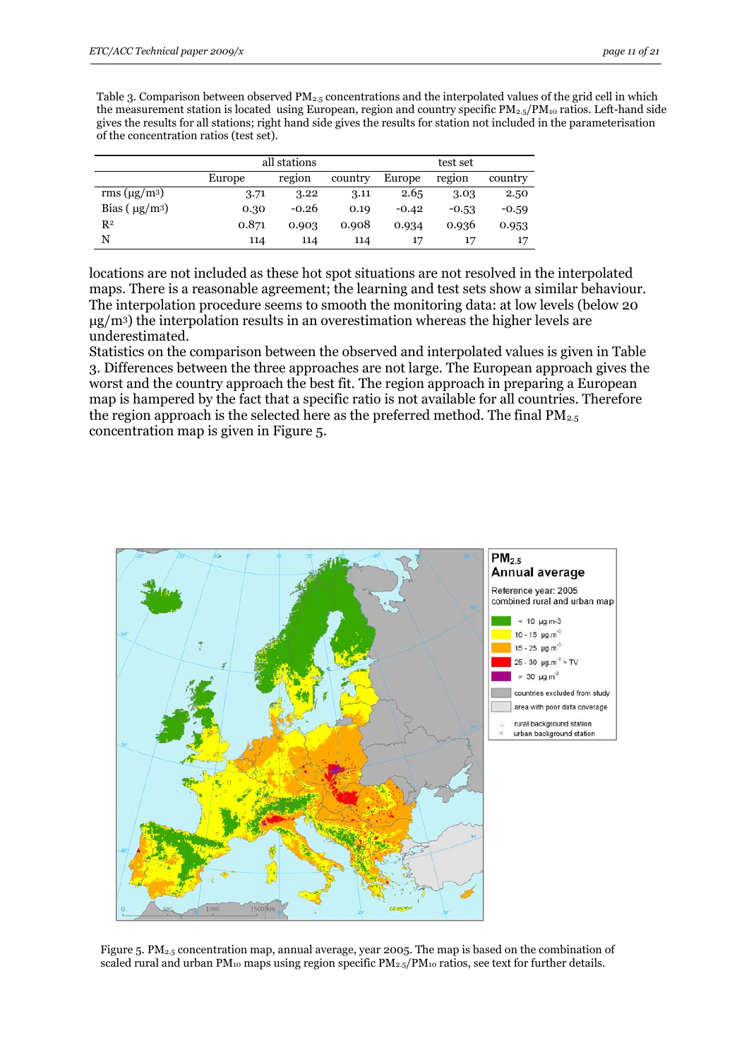Table 3. Comparison between observed $PM_{2.5}$ concentrations and the interpolated values of the grid cell in which the measurement station is located using European, region and country specific $PM_{2.5}/PM_{10}$ ratios. Left-hand side gives the results for all stations; right hand side gives the results for station not included in the parameterisation of the concentration ratios (test set).

| | all stations | | | test set | | |
|---|---|---|---|---|---|---|
| | Europe | region | country | Europe | region | country |
| rms (µg/m³) | 3.71 | 3.22 | 3.11 | 2.65 | 3.03 | 2.50 |
| Bias ( µg/m³) | 0.30 | -0.26 | 0.19 | -0.42 | -0.53 | -0.59 |
| $R^2$ | 0.871 | 0.903 | 0.908 | 0.934 | 0.936 | 0.953 |
| N | 114 | 114 | 114 | 17 | 17 | 17 |

locations are not included as these hot spot situations are not resolved in the interpolated maps. There is a reasonable agreement; the learning and test sets show a similar behaviour. The interpolation procedure seems to smooth the monitoring data: at low levels (below 20 µg/m³) the interpolation results in an overestimation whereas the higher levels are underestimated.

Statistics on the comparison between the observed and interpolated values is given in Table 3. Differences between the three approaches are not large. The European approach gives the worst and the country approach the best fit. The region approach in preparing a European map is hampered by the fact that a specific ratio is not available for all countries. Therefore the region approach is the selected here as the preferred method. The final $PM_{2.5}$ concentration map is given in Figure 5.

Figure 5. $PM_{2.5}$ concentration map, annual average, year 2005. The map is based on the combination of scaled rural and urban $PM_{10}$ maps using region specific $PM_{2.5}/PM_{10}$ ratios, see text for further details.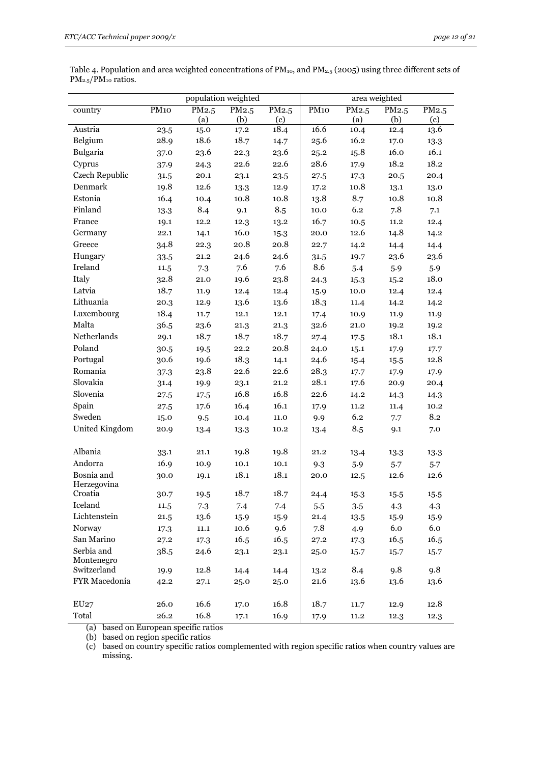Table 4. Population and area weighted concentrations of $PM_{10}$, and $PM_{2.5}$ (2005) using three different sets of $PM_{2.5}/PM_{10}$ ratios.

| | population weighted | | | | area weighted | | | |
|---|---|---|---|---|---|---|---|---|
| country | PM10 | PM2.5 (a) | PM2.5 (b) | PM2.5 (c) | PM10 | PM2.5 (a) | PM2.5 (b) | PM2.5 (c) |
| Austria | 23.5 | 15.0 | 17.2 | 18.4 | 16.6 | 10.4 | 12.4 | 13.6 |
| Belgium | 28.9 | 18.6 | 18.7 | 14.7 | 25.6 | 16.2 | 17.0 | 13.3 |
| Bulgaria | 37.0 | 23.6 | 22.3 | 23.6 | 25.2 | 15.8 | 16.0 | 16.1 |
| Cyprus | 37.9 | 24.3 | 22.6 | 22.6 | 28.6 | 17.9 | 18.2 | 18.2 |
| Czech Republic | 31.5 | 20.1 | 23.1 | 23.5 | 27.5 | 17.3 | 20.5 | 20.4 |
| Denmark | 19.8 | 12.6 | 13.3 | 12.9 | 17.2 | 10.8 | 13.1 | 13.0 |
| Estonia | 16.4 | 10.4 | 10.8 | 10.8 | 13.8 | 8.7 | 10.8 | 10.8 |
| Finland | 13.3 | 8.4 | 9.1 | 8.5 | 10.0 | 6.2 | 7.8 | 7.1 |
| France | 19.1 | 12.2 | 12.3 | 13.2 | 16.7 | 10.5 | 11.2 | 12.4 |
| Germany | 22.1 | 14.1 | 16.0 | 15.3 | 20.0 | 12.6 | 14.8 | 14.2 |
| Greece | 34.8 | 22.3 | 20.8 | 20.8 | 22.7 | 14.2 | 14.4 | 14.4 |
| Hungary | 33.5 | 21.2 | 24.6 | 24.6 | 31.5 | 19.7 | 23.6 | 23.6 |
| Ireland | 11.5 | 7.3 | 7.6 | 7.6 | 8.6 | 5.4 | 5.9 | 5.9 |
| Italy | 32.8 | 21.0 | 19.6 | 23.8 | 24.3 | 15.3 | 15.2 | 18.0 |
| Latvia | 18.7 | 11.9 | 12.4 | 12.4 | 15.9 | 10.0 | 12.4 | 12.4 |
| Lithuania | 20.3 | 12.9 | 13.6 | 13.6 | 18.3 | 11.4 | 14.2 | 14.2 |
| Luxembourg | 18.4 | 11.7 | 12.1 | 12.1 | 17.4 | 10.9 | 11.9 | 11.9 |
| Malta | 36.5 | 23.6 | 21.3 | 21.3 | 32.6 | 21.0 | 19.2 | 19.2 |
| Netherlands | 29.1 | 18.7 | 18.7 | 18.7 | 27.4 | 17.5 | 18.1 | 18.1 |
| Poland | 30.5 | 19.5 | 22.2 | 20.8 | 24.0 | 15.1 | 17.9 | 17.7 |
| Portugal | 30.6 | 19.6 | 18.3 | 14.1 | 24.6 | 15.4 | 15.5 | 12.8 |
| Romania | 37.3 | 23.8 | 22.6 | 22.6 | 28.3 | 17.7 | 17.9 | 17.9 |
| Slovakia | 31.4 | 19.9 | 23.1 | 21.2 | 28.1 | 17.6 | 20.9 | 20.4 |
| Slovenia | 27.5 | 17.5 | 16.8 | 16.8 | 22.6 | 14.2 | 14.3 | 14.3 |
| Spain | 27.5 | 17.6 | 16.4 | 16.1 | 17.9 | 11.2 | 11.4 | 10.2 |
| Sweden | 15.0 | 9.5 | 10.4 | 11.0 | 9.9 | 6.2 | 7.7 | 8.2 |
| United Kingdom | 20.9 | 13.4 | 13.3 | 10.2 | 13.4 | 8.5 | 9.1 | 7.0 |
| | | | | | | | | |
| Albania | 33.1 | 21.1 | 19.8 | 19.8 | 21.2 | 13.4 | 13.3 | 13.3 |
| Andorra | 16.9 | 10.9 | 10.1 | 10.1 | 9.3 | 5.9 | 5.7 | 5.7 |
| Bosnia and Herzegovina | 30.0 | 19.1 | 18.1 | 18.1 | 20.0 | 12.5 | 12.6 | 12.6 |
| Croatia | 30.7 | 19.5 | 18.7 | 18.7 | 24.4 | 15.3 | 15.5 | 15.5 |
| Iceland | 11.5 | 7.3 | 7.4 | 7.4 | 5.5 | 3.5 | 4.3 | 4.3 |
| Lichtenstein | 21.5 | 13.6 | 15.9 | 15.9 | 21.4 | 13.5 | 15.9 | 15.9 |
| Norway | 17.3 | 11.1 | 10.6 | 9.6 | 7.8 | 4.9 | 6.0 | 6.0 |
| San Marino | 27.2 | 17.3 | 16.5 | 16.5 | 27.2 | 17.3 | 16.5 | 16.5 |
| Serbia and Montenegro | 38.5 | 24.6 | 23.1 | 23.1 | 25.0 | 15.7 | 15.7 | 15.7 |
| Switzerland | 19.9 | 12.8 | 14.4 | 14.4 | 13.2 | 8.4 | 9.8 | 9.8 |
| FYR Macedonia | 42.2 | 27.1 | 25.0 | 25.0 | 21.6 | 13.6 | 13.6 | 13.6 |
| | | | | | | | | |
| EU27 | 26.0 | 16.6 | 17.0 | 16.8 | 18.7 | 11.7 | 12.9 | 12.8 |
| Total | 26.2 | 16.8 | 17.1 | 16.9 | 17.9 | 11.2 | 12.3 | 12.3 |

(a) based on European specific ratios

(b) based on region specific ratios

(c) based on country specific ratios complemented with region specific ratios when country values are missing.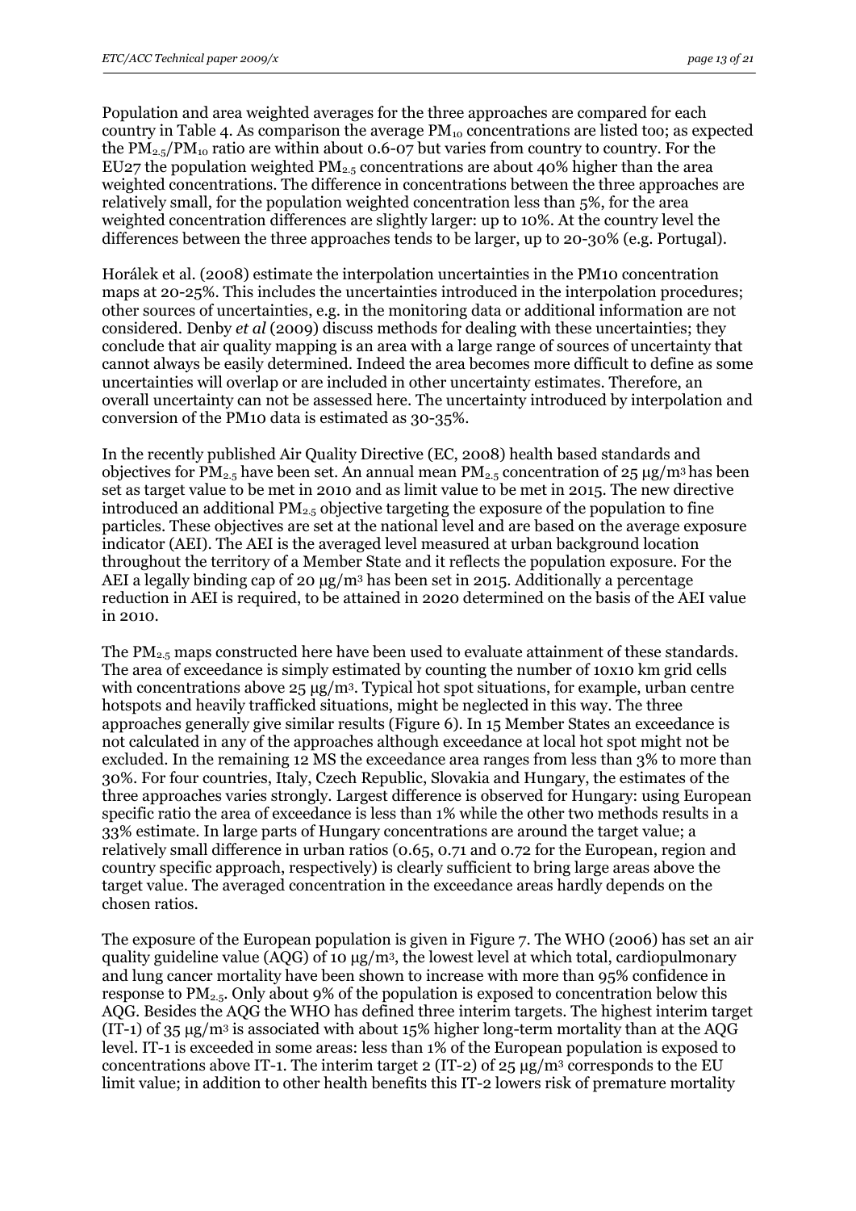Population and area weighted averages for the three approaches are compared for each country in Table 4. As comparison the average $PM_{10}$ concentrations are listed too; as expected the $PM_{2.5}/PM_{10}$ ratio are within about 0.6-07 but varies from country to country. For the EU27 the population weighted $PM_{2.5}$ concentrations are about 40% higher than the area weighted concentrations. The difference in concentrations between the three approaches are relatively small, for the population weighted concentration less than 5%, for the area weighted concentration differences are slightly larger: up to 10%. At the country level the differences between the three approaches tends to be larger, up to 20-30% (e.g. Portugal).

Horálek et al. (2008) estimate the interpolation uncertainties in the PM10 concentration maps at 20-25%. This includes the uncertainties introduced in the interpolation procedures; other sources of uncertainties, e.g. in the monitoring data or additional information are not considered. Denby *et al* (2009) discuss methods for dealing with these uncertainties; they conclude that air quality mapping is an area with a large range of sources of uncertainty that cannot always be easily determined. Indeed the area becomes more difficult to define as some uncertainties will overlap or are included in other uncertainty estimates. Therefore, an overall uncertainty can not be assessed here. The uncertainty introduced by interpolation and conversion of the PM10 data is estimated as 30-35%.

In the recently published Air Quality Directive (EC, 2008) health based standards and objectives for $PM_{2.5}$ have been set. An annual mean $PM_{2.5}$ concentration of 25 μg/m³ has been set as target value to be met in 2010 and as limit value to be met in 2015. The new directive introduced an additional $PM_{2.5}$ objective targeting the exposure of the population to fine particles. These objectives are set at the national level and are based on the average exposure indicator (AEI). The AEI is the averaged level measured at urban background location throughout the territory of a Member State and it reflects the population exposure. For the AEI a legally binding cap of 20 μg/m³ has been set in 2015. Additionally a percentage reduction in AEI is required, to be attained in 2020 determined on the basis of the AEI value in 2010.

The $PM_{2.5}$ maps constructed here have been used to evaluate attainment of these standards. The area of exceedance is simply estimated by counting the number of 10x10 km grid cells with concentrations above 25 μg/m³. Typical hot spot situations, for example, urban centre hotspots and heavily trafficked situations, might be neglected in this way. The three approaches generally give similar results (Figure 6). In 15 Member States an exceedance is not calculated in any of the approaches although exceedance at local hot spot might not be excluded. In the remaining 12 MS the exceedance area ranges from less than 3% to more than 30%. For four countries, Italy, Czech Republic, Slovakia and Hungary, the estimates of the three approaches varies strongly. Largest difference is observed for Hungary: using European specific ratio the area of exceedance is less than 1% while the other two methods results in a 33% estimate. In large parts of Hungary concentrations are around the target value; a relatively small difference in urban ratios (0.65, 0.71 and 0.72 for the European, region and country specific approach, respectively) is clearly sufficient to bring large areas above the target value. The averaged concentration in the exceedance areas hardly depends on the chosen ratios.

The exposure of the European population is given in Figure 7. The WHO (2006) has set an air quality guideline value (AQG) of 10 μg/m³, the lowest level at which total, cardiopulmonary and lung cancer mortality have been shown to increase with more than 95% confidence in response to $PM_{2.5}$. Only about 9% of the population is exposed to concentration below this AQG. Besides the AQG the WHO has defined three interim targets. The highest interim target (IT-1) of 35 μg/m³ is associated with about 15% higher long-term mortality than at the AQG level. IT-1 is exceeded in some areas: less than 1% of the European population is exposed to concentrations above IT-1. The interim target 2 (IT-2) of 25 μg/m³ corresponds to the EU limit value; in addition to other health benefits this IT-2 lowers risk of premature mortality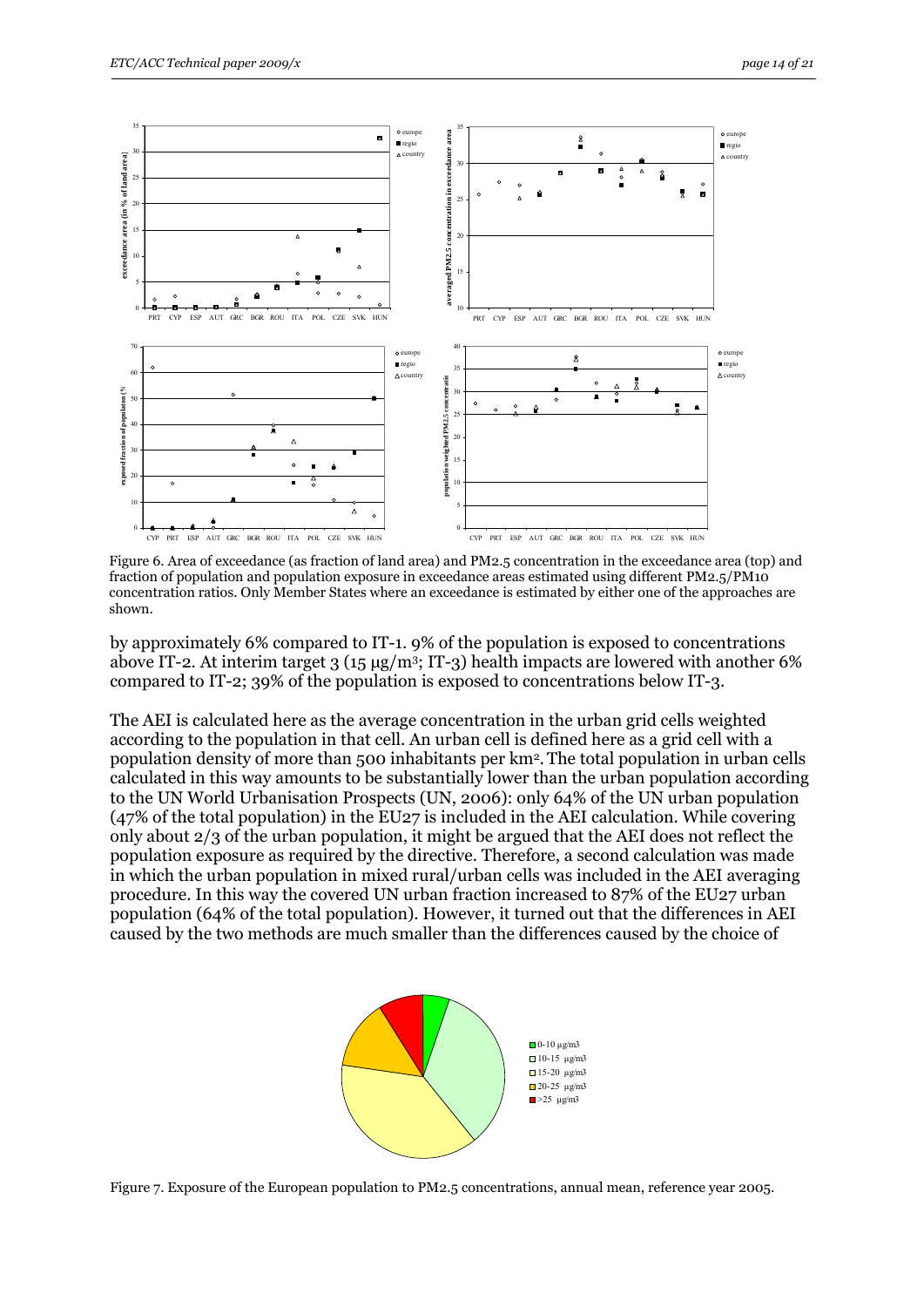Figure 6. Area of exceedance (as fraction of land area) and PM2.5 concentration in the exceedance area (top) and fraction of population and population exposure in exceedance areas estimated using different PM2.5/PM10 concentration ratios. Only Member States where an exceedance is estimated by either one of the approaches are shown.

by approximately 6% compared to IT-1. 9% of the population is exposed to concentrations above IT-2. At interim target 3 (15 µg/m³; IT-3) health impacts are lowered with another 6% compared to IT-2; 39% of the population is exposed to concentrations below IT-3.

The AEI is calculated here as the average concentration in the urban grid cells weighted according to the population in that cell. An urban cell is defined here as a grid cell with a population density of more than 500 inhabitants per km². The total population in urban cells calculated in this way amounts to be substantially lower than the urban population according to the UN World Urbanisation Prospects (UN, 2006): only 64% of the UN urban population (47% of the total population) in the EU27 is included in the AEI calculation. While covering only about 2/3 of the urban population, it might be argued that the AEI does not reflect the population exposure as required by the directive. Therefore, a second calculation was made in which the urban population in mixed rural/urban cells was included in the AEI averaging procedure. In this way the covered UN urban fraction increased to 87% of the EU27 urban population (64% of the total population). However, it turned out that the differences in AEI caused by the two methods are much smaller than the differences caused by the choice of

Figure 7. Exposure of the European population to PM2.5 concentrations, annual mean, reference year 2005.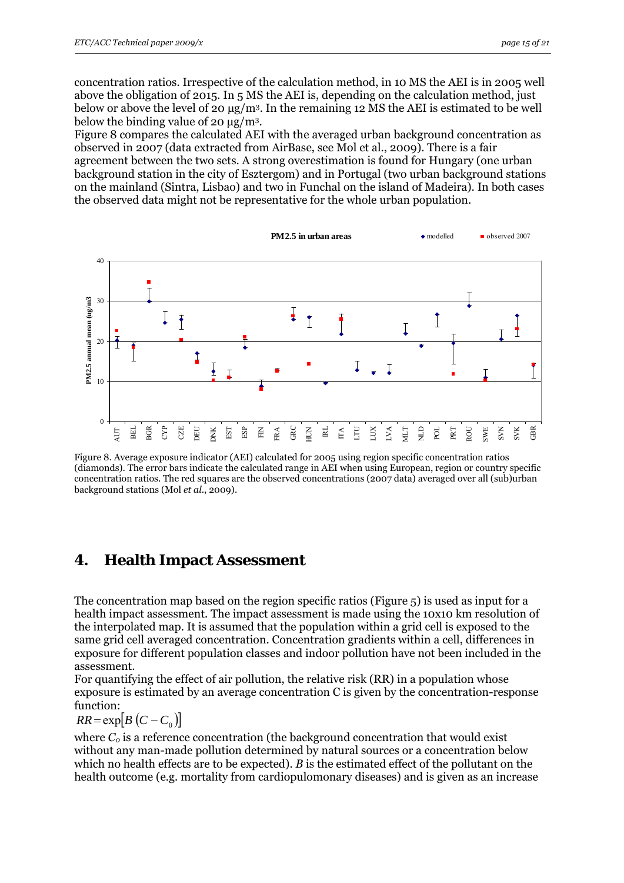concentration ratios. Irrespective of the calculation method, in 10 MS the AEI is in 2005 well above the obligation of 2015. In 5 MS the AEI is, depending on the calculation method, just below or above the level of 20 µg/m3. In the remaining 12 MS the AEI is estimated to be well below the binding value of 20 µg/m3.

Figure 8 compares the calculated AEI with the averaged urban background concentration as observed in 2007 (data extracted from AirBase, see Mol et al., 2009). There is a fair agreement between the two sets. A strong overestimation is found for Hungary (one urban background station in the city of Esztergom) and in Portugal (two urban background stations on the mainland (Sintra, Lisbao) and two in Funchal on the island of Madeira). In both cases the observed data might not be representative for the whole urban population.

Figure 8. Average exposure indicator (AEI) calculated for 2005 using region specific concentration ratios (diamonds). The error bars indicate the calculated range in AEI when using European, region or country specific concentration ratios. The red squares are the observed concentrations (2007 data) averaged over all (sub)urban background stations (Mol *et al*., 2009).

# 4. Health Impact Assessment

The concentration map based on the region specific ratios (Figure 5) is used as input for a health impact assessment. The impact assessment is made using the 10x10 km resolution of the interpolated map. It is assumed that the population within a grid cell is exposed to the same grid cell averaged concentration. Concentration gradients within a cell, differences in exposure for different population classes and indoor pollution have not been included in the assessment.

For quantifying the effect of air pollution, the relative risk (RR) in a population whose exposure is estimated by an average concentration C is given by the concentration-response function:

$$RR = \exp[B(C - C_0)]$$

where $C_o$ is a reference concentration (the background concentration that would exist without any man-made pollution determined by natural sources or a concentration below which no health effects are to be expected). *B* is the estimated effect of the pollutant on the health outcome (e.g. mortality from cardiopulomonary diseases) and is given as an increase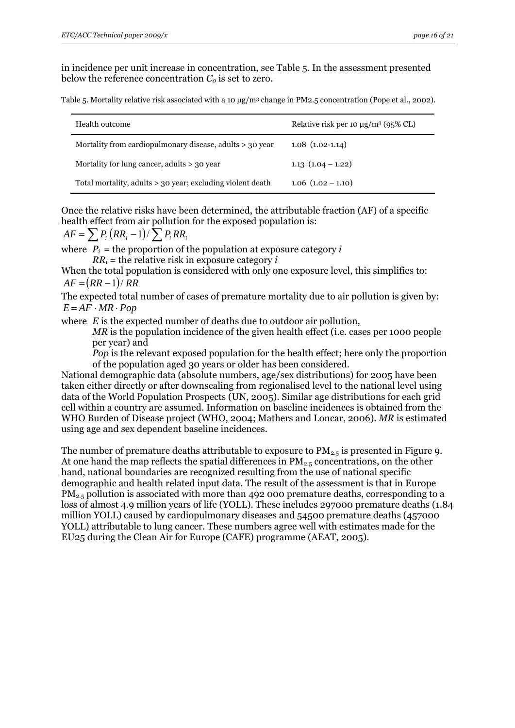in incidence per unit increase in concentration, see Table 5. In the assessment presented below the reference concentration $C_o$ is set to zero.

Table 5. Mortality relative risk associated with a 10 µg/m³ change in PM2.5 concentration (Pope et al., 2002).

| Health outcome | Relative risk per 10 µg/m³ (95% CL) |
| --- | --- |
| Mortality from cardiopulmonary disease, adults > 30 year | 1.08 (1.02-1.14) |
| Mortality for lung cancer, adults > 30 year | 1.13 (1.04 – 1.22) |
| Total mortality, adults > 30 year; excluding violent death | 1.06 (1.02 – 1.10) |

Once the relative risks have been determined, the attributable fraction (AF) of a specific health effect from air pollution for the exposed population is:

$$AF = \sum P_i \left(RR_i - 1\right) / \sum P_i RR_i$$

where $P_i$ = the proportion of the population at exposure category $i$
$RR_i$ = the relative risk in exposure category $i$

When the total population is considered with only one exposure level, this simplifies to:

$$AF = \left(RR - 1\right) / RR$$

The expected total number of cases of premature mortality due to air pollution is given by:

$$E = AF \cdot MR \cdot Pop$$

where $E$ is the expected number of deaths due to outdoor air pollution,
*MR* is the population incidence of the given health effect (i.e. cases per 1000 people per year) and
*Pop* is the relevant exposed population for the health effect; here only the proportion of the population aged 30 years or older has been considered.

National demographic data (absolute numbers, age/sex distributions) for 2005 have been taken either directly or after downscaling from regionalised level to the national level using data of the World Population Prospects (UN, 2005). Similar age distributions for each grid cell within a country are assumed. Information on baseline incidences is obtained from the WHO Burden of Disease project (WHO, 2004; Mathers and Loncar, 2006). *MR* is estimated using age and sex dependent baseline incidences.

The number of premature deaths attributable to exposure to $PM_{2.5}$ is presented in Figure 9. At one hand the map reflects the spatial differences in $PM_{2.5}$ concentrations, on the other hand, national boundaries are recognized resulting from the use of national specific demographic and health related input data. The result of the assessment is that in Europe $PM_{2.5}$ pollution is associated with more than 492 000 premature deaths, corresponding to a loss of almost 4.9 million years of life (YOLL). These includes 297000 premature deaths (1.84 million YOLL) caused by cardiopulmonary diseases and 54500 premature deaths (457000 YOLL) attributable to lung cancer. These numbers agree well with estimates made for the EU25 during the Clean Air for Europe (CAFE) programme (AEAT, 2005).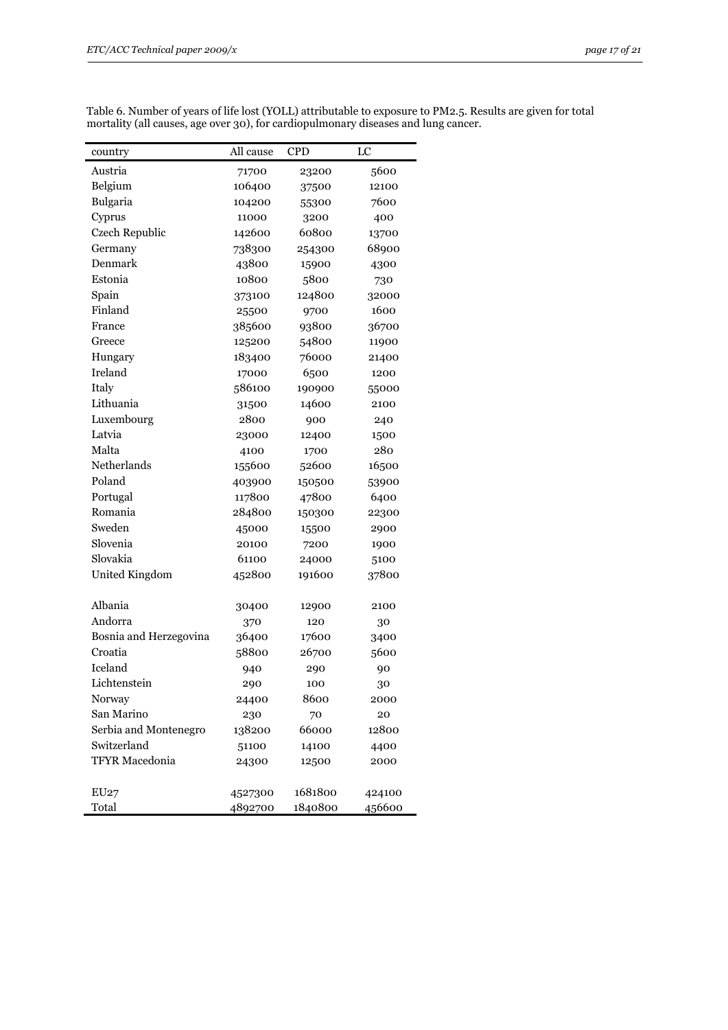Table 6. Number of years of life lost (YOLL) attributable to exposure to PM2.5. Results are given for total mortality (all causes, age over 30), for cardiopulmonary diseases and lung cancer.

| country | All cause | CPD | LC |
|---|---|---|---|
| Austria | 71700 | 23200 | 5600 |
| Belgium | 106400 | 37500 | 12100 |
| Bulgaria | 104200 | 55300 | 7600 |
| Cyprus | 11000 | 3200 | 400 |
| Czech Republic | 142600 | 60800 | 13700 |
| Germany | 738300 | 254300 | 68900 |
| Denmark | 43800 | 15900 | 4300 |
| Estonia | 10800 | 5800 | 730 |
| Spain | 373100 | 124800 | 32000 |
| Finland | 25500 | 9700 | 1600 |
| France | 385600 | 93800 | 36700 |
| Greece | 125200 | 54800 | 11900 |
| Hungary | 183400 | 76000 | 21400 |
| Ireland | 17000 | 6500 | 1200 |
| Italy | 586100 | 190900 | 55000 |
| Lithuania | 31500 | 14600 | 2100 |
| Luxembourg | 2800 | 900 | 240 |
| Latvia | 23000 | 12400 | 1500 |
| Malta | 4100 | 1700 | 280 |
| Netherlands | 155600 | 52600 | 16500 |
| Poland | 403900 | 150500 | 53900 |
| Portugal | 117800 | 47800 | 6400 |
| Romania | 284800 | 150300 | 22300 |
| Sweden | 45000 | 15500 | 2900 |
| Slovenia | 20100 | 7200 | 1900 |
| Slovakia | 61100 | 24000 | 5100 |
| United Kingdom | 452800 | 191600 | 37800 |
| | | | |
| Albania | 30400 | 12900 | 2100 |
| Andorra | 370 | 120 | 30 |
| Bosnia and Herzegovina | 36400 | 17600 | 3400 |
| Croatia | 58800 | 26700 | 5600 |
| Iceland | 940 | 290 | 90 |
| Lichtenstein | 290 | 100 | 30 |
| Norway | 24400 | 8600 | 2000 |
| San Marino | 230 | 70 | 20 |
| Serbia and Montenegro | 138200 | 66000 | 12800 |
| Switzerland | 51100 | 14100 | 4400 |
| TFYR Macedonia | 24300 | 12500 | 2000 |
| | | | |
| EU27 | 4527300 | 1681800 | 424100 |
| Total | 4892700 | 1840800 | 456600 |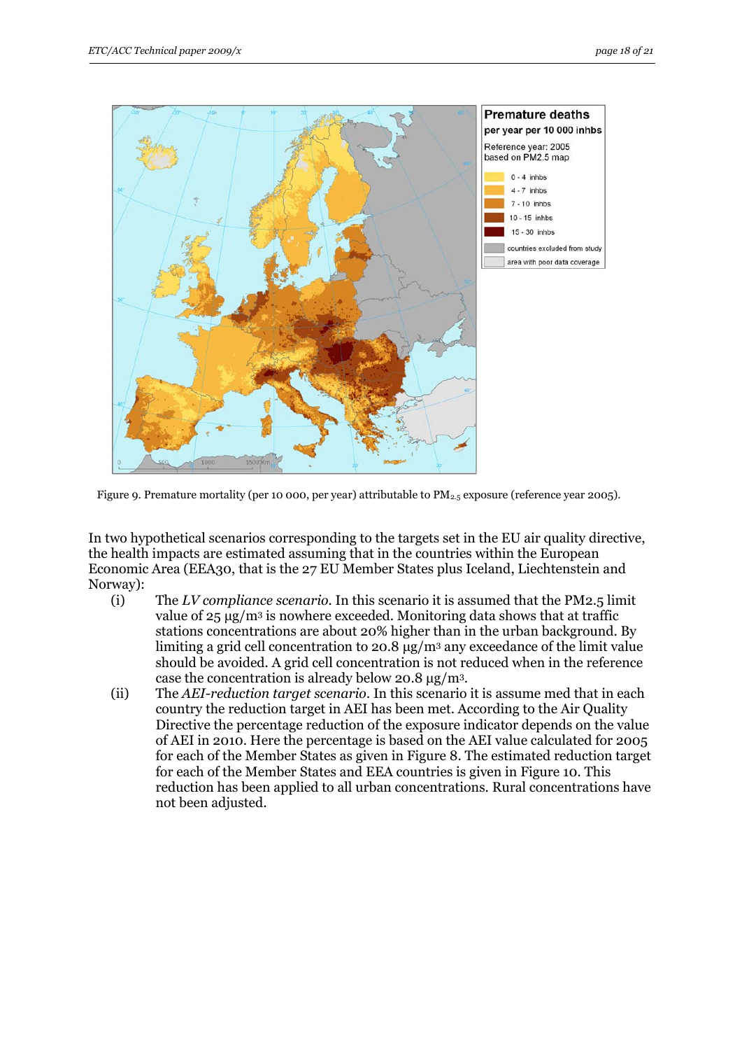Figure 9. Premature mortality (per 10 000, per year) attributable to $PM_{2.5}$ exposure (reference year 2005).

In two hypothetical scenarios corresponding to the targets set in the EU air quality directive, the health impacts are estimated assuming that in the countries within the European Economic Area (EEA30, that is the 27 EU Member States plus Iceland, Liechtenstein and Norway):

(i) The *LV compliance scenario*. In this scenario it is assumed that the PM2.5 limit value of 25 μg/m³ is nowhere exceeded. Monitoring data shows that at traffic stations concentrations are about 20% higher than in the urban background. By limiting a grid cell concentration to 20.8 μg/m³ any exceedance of the limit value should be avoided. A grid cell concentration is not reduced when in the reference case the concentration is already below 20.8 μg/m³.

(ii) The *AEI-reduction target scenario*. In this scenario it is assume med that in each country the reduction target in AEI has been met. According to the Air Quality Directive the percentage reduction of the exposure indicator depends on the value of AEI in 2010. Here the percentage is based on the AEI value calculated for 2005 for each of the Member States as given in Figure 8. The estimated reduction target for each of the Member States and EEA countries is given in Figure 10. This reduction has been applied to all urban concentrations. Rural concentrations have not been adjusted.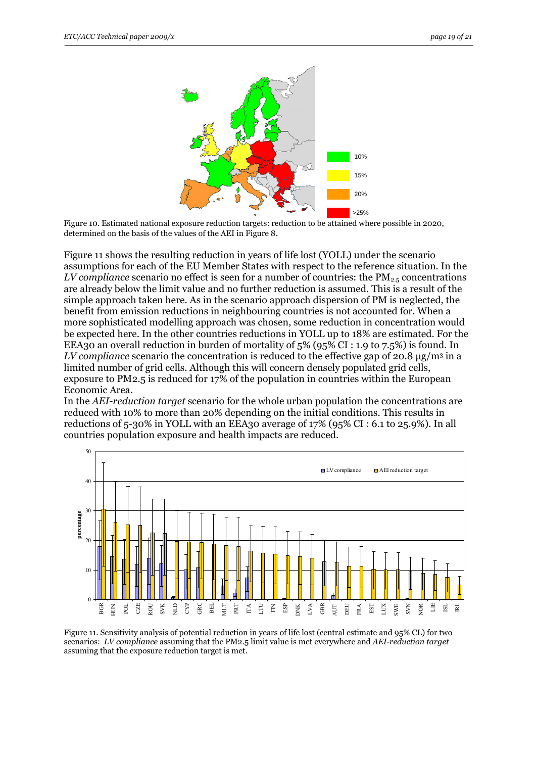Figure 10. Estimated national exposure reduction targets: reduction to be attained where possible in 2020, determined on the basis of the values of the AEI in Figure 8.

Figure 11 shows the resulting reduction in years of life lost (YOLL) under the scenario assumptions for each of the EU Member States with respect to the reference situation. In the *LV compliance* scenario no effect is seen for a number of countries: the $PM_{2.5}$ concentrations are already below the limit value and no further reduction is assumed. This is a result of the simple approach taken here. As in the scenario approach dispersion of PM is neglected, the benefit from emission reductions in neighbouring countries is not accounted for. When a more sophisticated modelling approach was chosen, some reduction in concentration would be expected here. In the other countries reductions in YOLL up to 18% are estimated. For the EEA30 an overall reduction in burden of mortality of 5% (95% CI : 1.9 to 7.5%) is found. In *LV compliance* scenario the concentration is reduced to the effective gap of 20.8 µg/m3 in a limited number of grid cells. Although this will concern densely populated grid cells, exposure to PM2.5 is reduced for 17% of the population in countries within the European Economic Area.

In the *AEI-reduction target* scenario for the whole urban population the concentrations are reduced with 10% to more than 20% depending on the initial conditions. This results in reductions of 5-30% in YOLL with an EEA30 average of 17% (95% CI : 6.1 to 25.9%). In all countries population exposure and health impacts are reduced.

Figure 11. Sensitivity analysis of potential reduction in years of life lost (central estimate and 95% CL) for two scenarios: *LV compliance* assuming that the PM2.5 limit value is met everywhere and *AEI-reduction target* assuming that the exposure reduction target is met.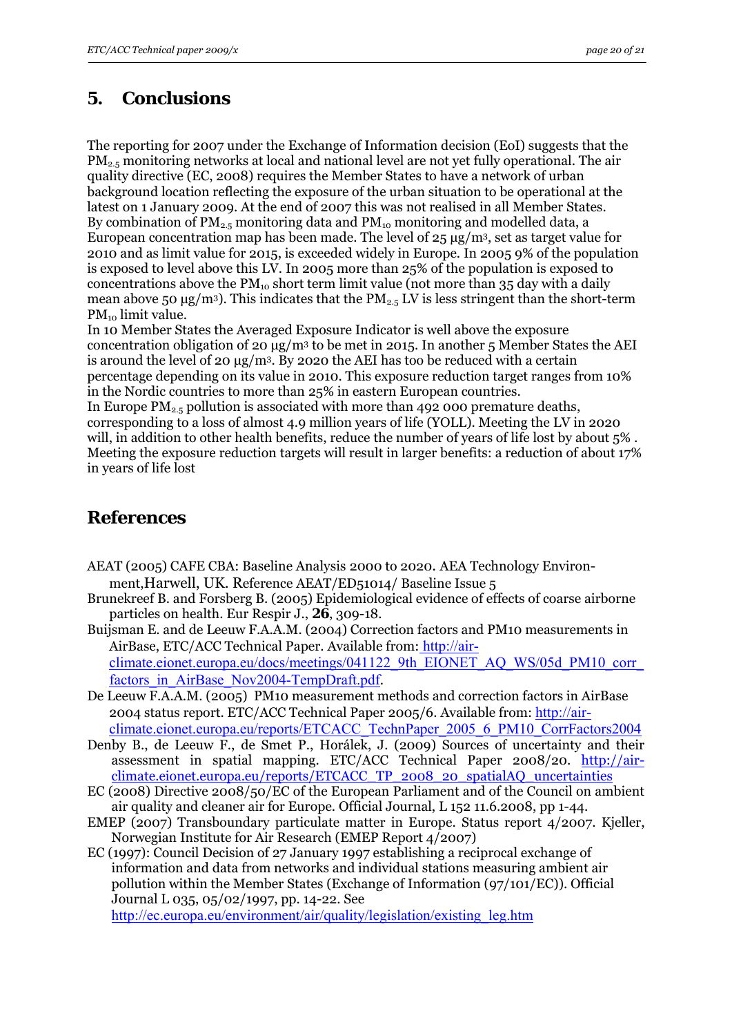## 5. Conclusions

The reporting for 2007 under the Exchange of Information decision (EoI) suggests that the $PM_{2.5}$ monitoring networks at local and national level are not yet fully operational. The air quality directive (EC, 2008) requires the Member States to have a network of urban background location reflecting the exposure of the urban situation to be operational at the latest on 1 January 2009. At the end of 2007 this was not realised in all Member States. By combination of $PM_{2.5}$ monitoring data and $PM_{10}$ monitoring and modelled data, a European concentration map has been made. The level of 25 µg/m$^3$, set as target value for 2010 and as limit value for 2015, is exceeded widely in Europe. In 2005 9% of the population is exposed to level above this LV. In 2005 more than 25% of the population is exposed to concentrations above the $PM_{10}$ short term limit value (not more than 35 day with a daily mean above 50 µg/m$^3$). This indicates that the $PM_{2.5}$ LV is less stringent than the short-term $PM_{10}$ limit value.
In 10 Member States the Averaged Exposure Indicator is well above the exposure concentration obligation of 20 µg/m$^3$ to be met in 2015. In another 5 Member States the AEI is around the level of 20 µg/m$^3$. By 2020 the AEI has too be reduced with a certain percentage depending on its value in 2010. This exposure reduction target ranges from 10% in the Nordic countries to more than 25% in eastern European countries.
In Europe $PM_{2.5}$ pollution is associated with more than 492 000 premature deaths, corresponding to a loss of almost 4.9 million years of life (YOLL). Meeting the LV in 2020 will, in addition to other health benefits, reduce the number of years of life lost by about 5% . Meeting the exposure reduction targets will result in larger benefits: a reduction of about 17% in years of life lost

## References

AEAT (2005) CAFE CBA: Baseline Analysis 2000 to 2020. AEA Technology Environment,Harwell, UK. Reference AEAT/ED51014/ Baseline Issue 5

Brunekreef B. and Forsberg B. (2005) Epidemiological evidence of effects of coarse airborne particles on health. Eur Respir J., **26**, 309-18.

Buijsman E. and de Leeuw F.A.A.M. (2004) Correction factors and PM10 measurements in AirBase, ETC/ACC Technical Paper. Available from: http://air-climate.eionet.europa.eu/docs/meetings/041122_9th_EIONET_AQ_WS/05d_PM10_corr_factors_in_AirBase_Nov2004-TempDraft.pdf.

De Leeuw F.A.A.M. (2005) PM10 measurement methods and correction factors in AirBase 2004 status report. ETC/ACC Technical Paper 2005/6. Available from: http://air-climate.eionet.europa.eu/reports/ETCACC_TechnPaper_2005_6_PM10_CorrFactors2004

Denby B., de Leeuw F., de Smet P., Horálek, J. (2009) Sources of uncertainty and their assessment in spatial mapping. ETC/ACC Technical Paper 2008/20. http://air-climate.eionet.europa.eu/reports/ETCACC_TP_2008_20_spatialAQ_uncertainties

EC (2008) Directive 2008/50/EC of the European Parliament and of the Council on ambient air quality and cleaner air for Europe. Official Journal, L 152 11.6.2008, pp 1-44.

EMEP (2007) Transboundary particulate matter in Europe. Status report 4/2007. Kjeller, Norwegian Institute for Air Research (EMEP Report 4/2007)

EC (1997): Council Decision of 27 January 1997 establishing a reciprocal exchange of information and data from networks and individual stations measuring ambient air pollution within the Member States (Exchange of Information (97/101/EC)). Official Journal L 035, 05/02/1997, pp. 14-22. See http://ec.europa.eu/environment/air/quality/legislation/existing_leg.htm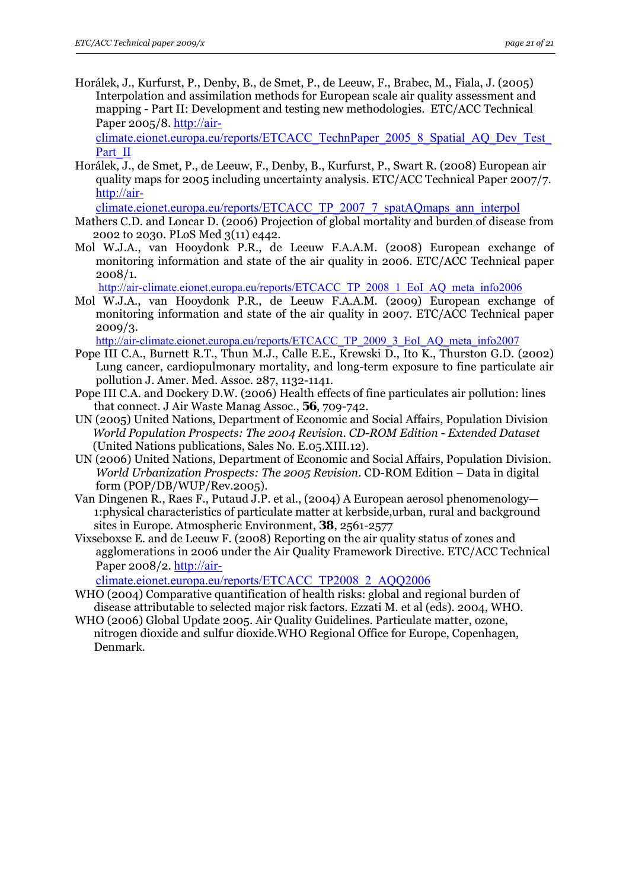Horálek, J., Kurfurst, P., Denby, B., de Smet, P., de Leeuw, F., Brabec, M., Fiala, J. (2005) Interpolation and assimilation methods for European scale air quality assessment and mapping - Part II: Development and testing new methodologies. ETC/ACC Technical Paper 2005/8. http://air-climate.eionet.europa.eu/reports/ETCACC_TechnPaper_2005_8_Spatial_AQ_Dev_Test_Part_II

Horálek, J., de Smet, P., de Leeuw, F., Denby, B., Kurfurst, P., Swart R. (2008) European air quality maps for 2005 including uncertainty analysis. ETC/ACC Technical Paper 2007/7. http://air-climate.eionet.europa.eu/reports/ETCACC_TP_2007_7_spatAQmaps_ann_interpol

Mathers C.D. and Loncar D. (2006) Projection of global mortality and burden of disease from 2002 to 2030. PLoS Med 3(11) e442.

Mol W.J.A., van Hooydonk P.R., de Leeuw F.A.A.M. (2008) European exchange of monitoring information and state of the air quality in 2006. ETC/ACC Technical paper 2008/1. http://air-climate.eionet.europa.eu/reports/ETCACC_TP_2008_1_EoI_AQ_meta_info2006

Mol W.J.A., van Hooydonk P.R., de Leeuw F.A.A.M. (2009) European exchange of monitoring information and state of the air quality in 2007. ETC/ACC Technical paper 2009/3. http://air-climate.eionet.europa.eu/reports/ETCACC_TP_2009_3_EoI_AQ_meta_info2007

Pope III C.A., Burnett R.T., Thun M.J., Calle E.E., Krewski D., Ito K., Thurston G.D. (2002) Lung cancer, cardiopulmonary mortality, and long-term exposure to fine particulate air pollution J. Amer. Med. Assoc. 287, 1132-1141.

Pope III C.A. and Dockery D.W. (2006) Health effects of fine particulates air pollution: lines that connect. J Air Waste Manag Assoc., **56**, 709-742.

UN (2005) United Nations, Department of Economic and Social Affairs, Population Division *World Population Prospects: The 2004 Revision. CD-ROM Edition - Extended Dataset* (United Nations publications, Sales No. E.05.XIII.12).

UN (2006) United Nations, Department of Economic and Social Affairs, Population Division. *World Urbanization Prospects: The 2005 Revision*. CD-ROM Edition – Data in digital form (POP/DB/WUP/Rev.2005).

Van Dingenen R., Raes F., Putaud J.P. et al., (2004) A European aerosol phenomenology—1:physical characteristics of particulate matter at kerbside,urban, rural and background sites in Europe. Atmospheric Environment, **38**, 2561-2577

Vixseboxse E. and de Leeuw F. (2008) Reporting on the air quality status of zones and agglomerations in 2006 under the Air Quality Framework Directive. ETC/ACC Technical Paper 2008/2. http://air-climate.eionet.europa.eu/reports/ETCACC_TP2008_2_AQQ2006

WHO (2004) Comparative quantification of health risks: global and regional burden of disease attributable to selected major risk factors. Ezzati M. et al (eds). 2004, WHO.

WHO (2006) Global Update 2005. Air Quality Guidelines. Particulate matter, ozone, nitrogen dioxide and sulfur dioxide.WHO Regional Office for Europe, Copenhagen, Denmark.